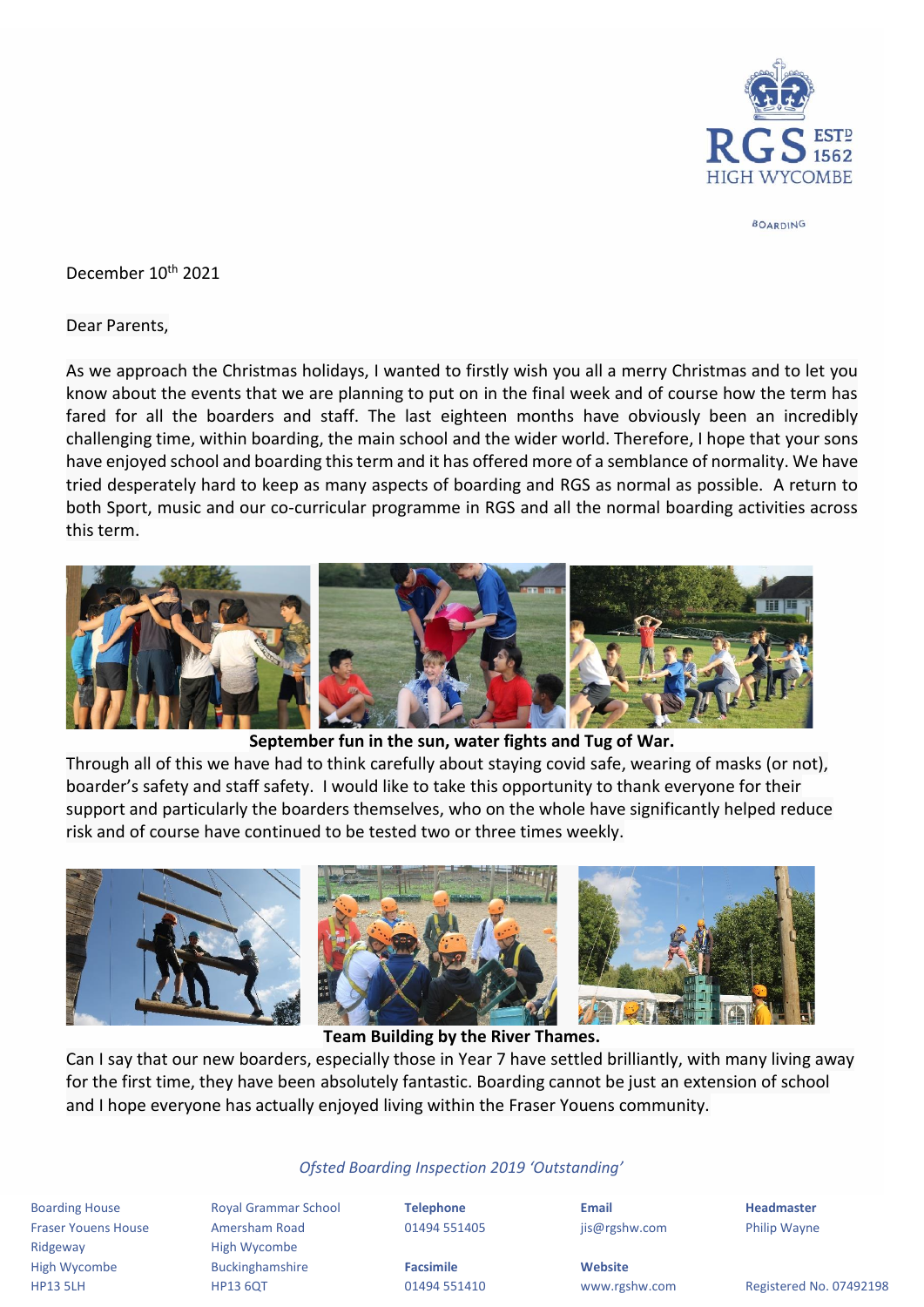RGS ESTD 1562 HIGH WYCOMBE

BOARDING

December 10th 2021

Dear Parents,

As we approach the Christmas holidays, I wanted to firstly wish you all a merry Christmas and to let you know about the events that we are planning to put on in the final week and of course how the term has fared for all the boarders and staff. The last eighteen months have obviously been an incredibly challenging time, within boarding, the main school and the wider world. Therefore, I hope that your sons have enjoyed school and boarding this term and it has offered more of a semblance of normality. We have tried desperately hard to keep as many aspects of boarding and RGS as normal as possible. A return to both Sport, music and our co-curricular programme in RGS and all the normal boarding activities across this term.

**September fun in the sun, water fights and Tug of War.**

Through all of this we have had to think carefully about staying covid safe, wearing of masks (or not), boarder's safety and staff safety. I would like to take this opportunity to thank everyone for their support and particularly the boarders themselves, who on the whole have significantly helped reduce risk and of course have continued to be tested two or three times weekly.

**Team Building by the River Thames.**

Can I say that our new boarders, especially those in Year 7 have settled brilliantly, with many living away for the first time, they have been absolutely fantastic. Boarding cannot be just an extension of school and I hope everyone has actually enjoyed living within the Fraser Youens community.

*Ofsted Boarding Inspection 2019 'Outstanding'*

Boarding House
Fraser Youens House
Ridgeway
High Wycombe
HP13 5LH

Royal Grammar School
Amersham Road
High Wycombe
Buckinghamshire
HP13 6QT

**Telephone**
01494 551405

**Facsimile**
01494 551410

**Email**
jis@rgshw.com

**Website**
www.rgshw.com

**Headmaster**
Philip Wayne

Registered No. 07492198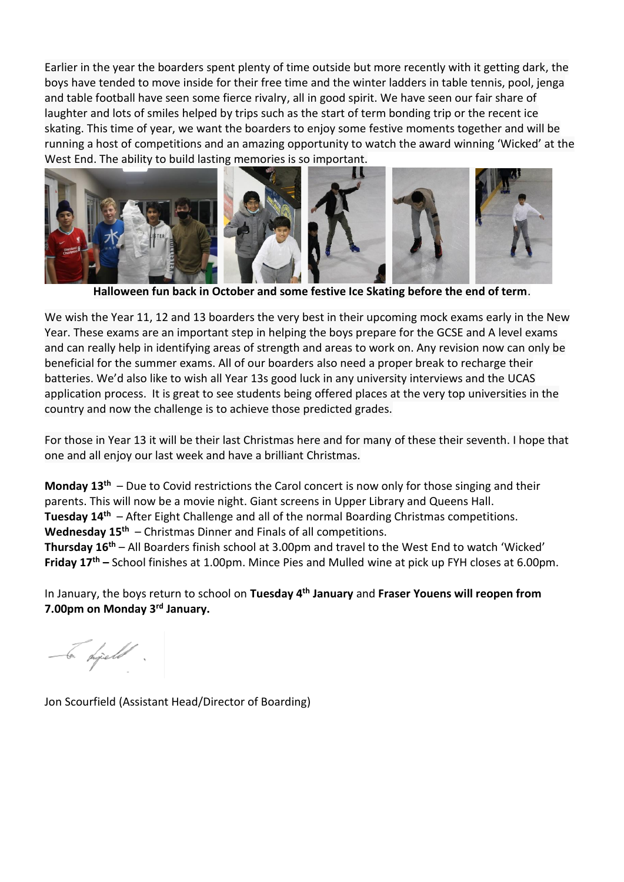Earlier in the year the boarders spent plenty of time outside but more recently with it getting dark, the boys have tended to move inside for their free time and the winter ladders in table tennis, pool, jenga and table football have seen some fierce rivalry, all in good spirit. We have seen our fair share of laughter and lots of smiles helped by trips such as the start of term bonding trip or the recent ice skating. This time of year, we want the boarders to enjoy some festive moments together and will be running a host of competitions and an amazing opportunity to watch the award winning 'Wicked' at the West End. The ability to build lasting memories is so important.

**Halloween fun back in October and some festive Ice Skating before the end of term**.

We wish the Year 11, 12 and 13 boarders the very best in their upcoming mock exams early in the New Year. These exams are an important step in helping the boys prepare for the GCSE and A level exams and can really help in identifying areas of strength and areas to work on. Any revision now can only be beneficial for the summer exams. All of our boarders also need a proper break to recharge their batteries. We'd also like to wish all Year 13s good luck in any university interviews and the UCAS application process. It is great to see students being offered places at the very top universities in the country and now the challenge is to achieve those predicted grades.

For those in Year 13 it will be their last Christmas here and for many of these their seventh. I hope that one and all enjoy our last week and have a brilliant Christmas.

**Monday 13th** – Due to Covid restrictions the Carol concert is now only for those singing and their parents. This will now be a movie night. Giant screens in Upper Library and Queens Hall.
**Tuesday 14th** – After Eight Challenge and all of the normal Boarding Christmas competitions.
**Wednesday 15th** – Christmas Dinner and Finals of all competitions.
**Thursday 16th** – All Boarders finish school at 3.00pm and travel to the West End to watch 'Wicked'
**Friday 17th –** School finishes at 1.00pm. Mince Pies and Mulled wine at pick up FYH closes at 6.00pm.

In January, the boys return to school on **Tuesday 4th January** and **Fraser Youens will reopen from 7.00pm on Monday 3rd January.**

Jon Scourfield (Assistant Head/Director of Boarding)